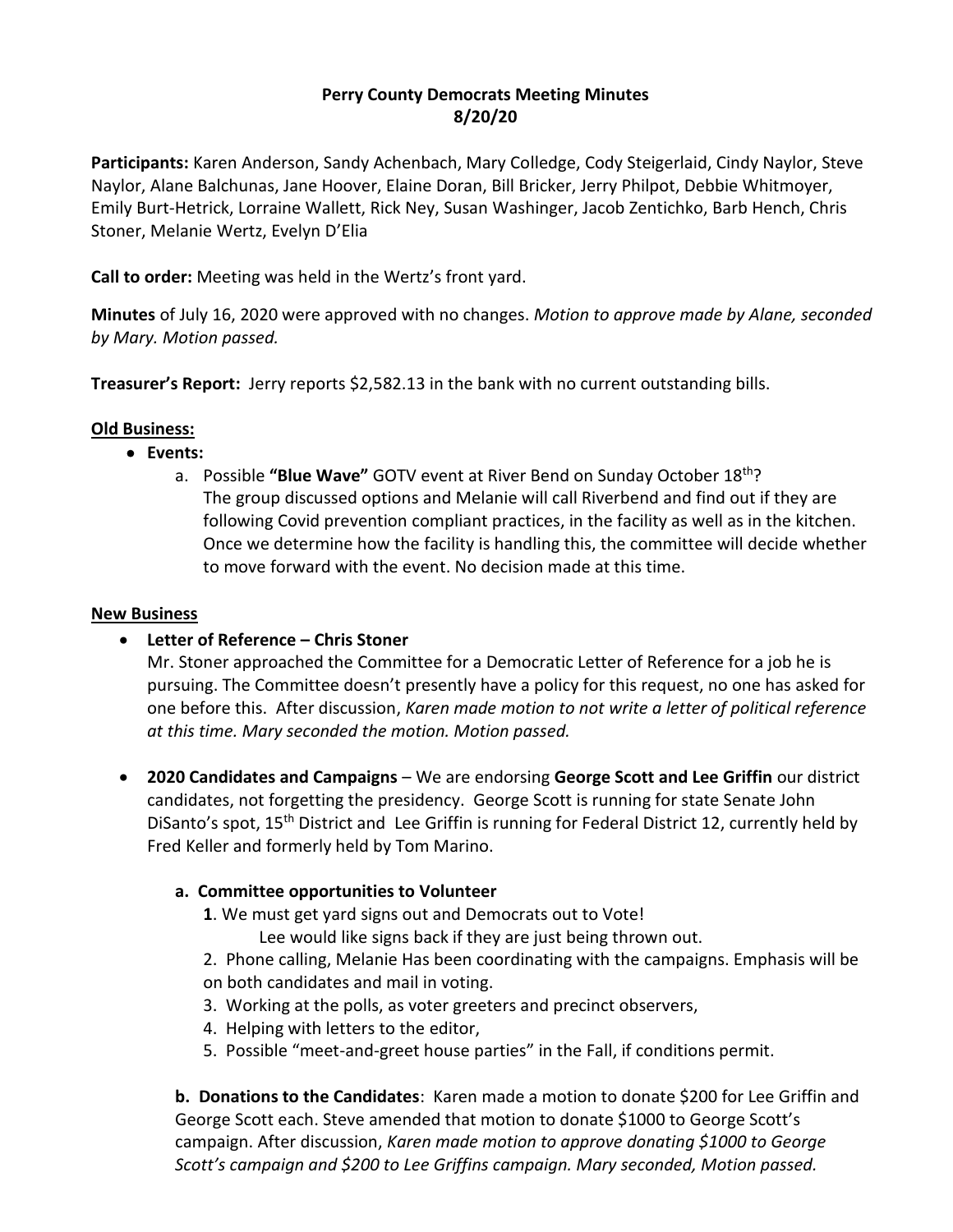# Perry County Democrats Meeting Minutes
## 8/20/20

**Participants:** Karen Anderson, Sandy Achenbach, Mary Colledge, Cody Steigerlaid, Cindy Naylor, Steve Naylor, Alane Balchunas, Jane Hoover, Elaine Doran, Bill Bricker, Jerry Philpot, Debbie Whitmoyer, Emily Burt-Hetrick, Lorraine Wallett, Rick Ney, Susan Washinger, Jacob Zentichko, Barb Hench, Chris Stoner, Melanie Wertz, Evelyn D'Elia

**Call to order:** Meeting was held in the Wertz's front yard.

**Minutes** of July 16, 2020 were approved with no changes. *Motion to approve made by Alane, seconded by Mary. Motion passed.*

**Treasurer's Report:** Jerry reports $2,582.13 in the bank with no current outstanding bills.

**Old Business:**

- **Events:**
  a. Possible **"Blue Wave"** GOTV event at River Bend on Sunday October 18th?
     The group discussed options and Melanie will call Riverbend and find out if they are following Covid prevention compliant practices, in the facility as well as in the kitchen. Once we determine how the facility is handling this, the committee will decide whether to move forward with the event. No decision made at this time.

**New Business**

- **Letter of Reference – Chris Stoner**
  Mr. Stoner approached the Committee for a Democratic Letter of Reference for a job he is pursuing. The Committee doesn't presently have a policy for this request, no one has asked for one before this. After discussion, *Karen made motion to not write a letter of political reference at this time. Mary seconded the motion. Motion passed.*

- **2020 Candidates and Campaigns** – We are endorsing **George Scott and Lee Griffin** our district candidates, not forgetting the presidency. George Scott is running for state Senate John DiSanto's spot, 15th District and Lee Griffin is running for Federal District 12, currently held by Fred Keller and formerly held by Tom Marino.

  **a. Committee opportunities to Volunteer**

  **1**. We must get yard signs out and Democrats out to Vote!
     Lee would like signs back if they are just being thrown out.
  2. Phone calling, Melanie Has been coordinating with the campaigns. Emphasis will be on both candidates and mail in voting.
  3. Working at the polls, as voter greeters and precinct observers,
  4. Helping with letters to the editor,
  5. Possible "meet-and-greet house parties" in the Fall, if conditions permit.

  **b. Donations to the Candidates**: Karen made a motion to donate $200 for Lee Griffin and George Scott each. Steve amended that motion to donate $1000 to George Scott's campaign. After discussion, *Karen made motion to approve donating $1000 to George Scott's campaign and $200 to Lee Griffins campaign. Mary seconded, Motion passed.*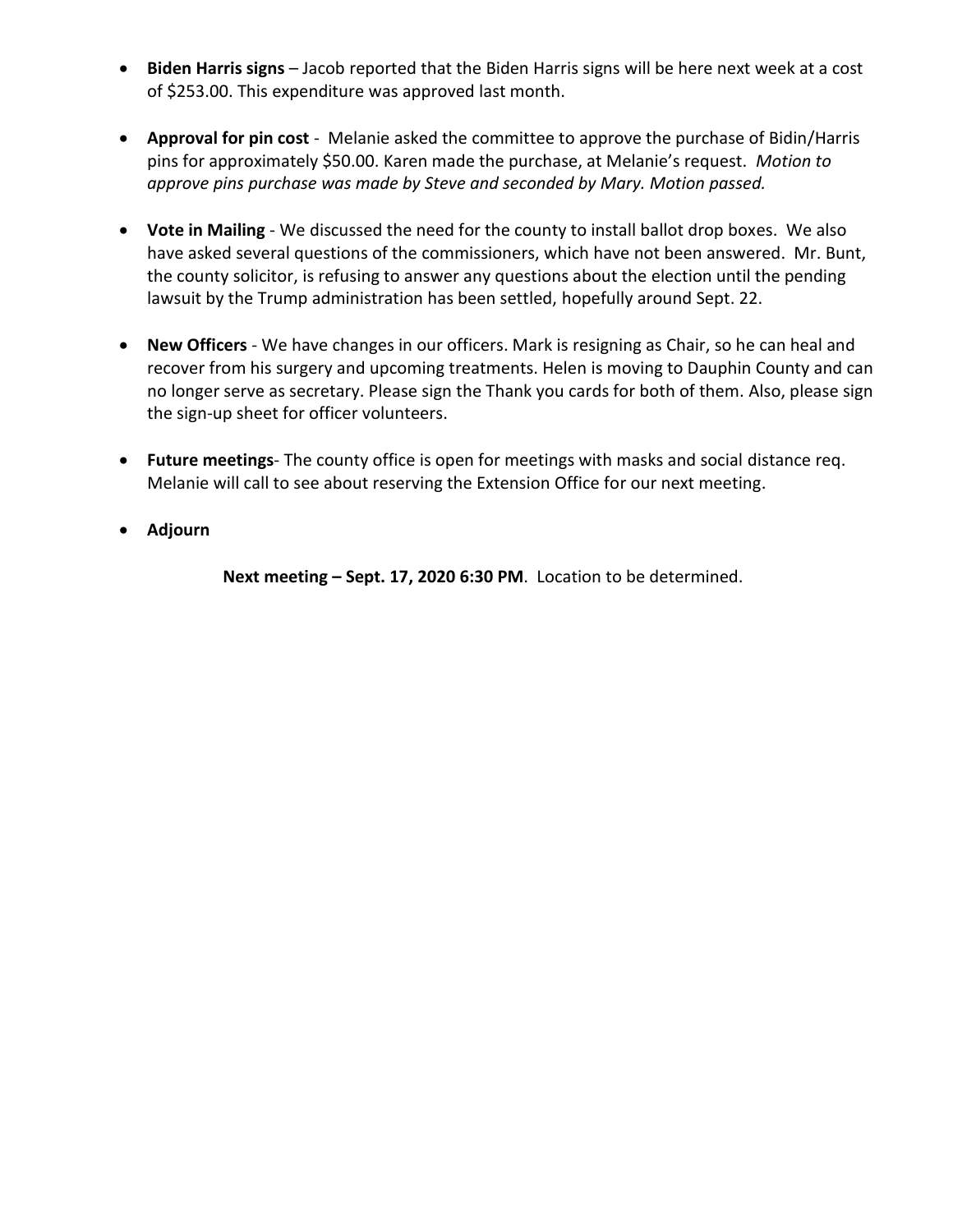- **Biden Harris signs** – Jacob reported that the Biden Harris signs will be here next week at a cost of $253.00. This expenditure was approved last month.

- **Approval for pin cost** - Melanie asked the committee to approve the purchase of Bidin/Harris pins for approximately $50.00. Karen made the purchase, at Melanie's request. *Motion to approve pins purchase was made by Steve and seconded by Mary. Motion passed.*

- **Vote in Mailing** - We discussed the need for the county to install ballot drop boxes. We also have asked several questions of the commissioners, which have not been answered. Mr. Bunt, the county solicitor, is refusing to answer any questions about the election until the pending lawsuit by the Trump administration has been settled, hopefully around Sept. 22.

- **New Officers** - We have changes in our officers. Mark is resigning as Chair, so he can heal and recover from his surgery and upcoming treatments. Helen is moving to Dauphin County and can no longer serve as secretary. Please sign the Thank you cards for both of them. Also, please sign the sign-up sheet for officer volunteers.

- **Future meetings**- The county office is open for meetings with masks and social distance req. Melanie will call to see about reserving the Extension Office for our next meeting.

- **Adjourn**

**Next meeting – Sept. 17, 2020 6:30 PM**. Location to be determined.